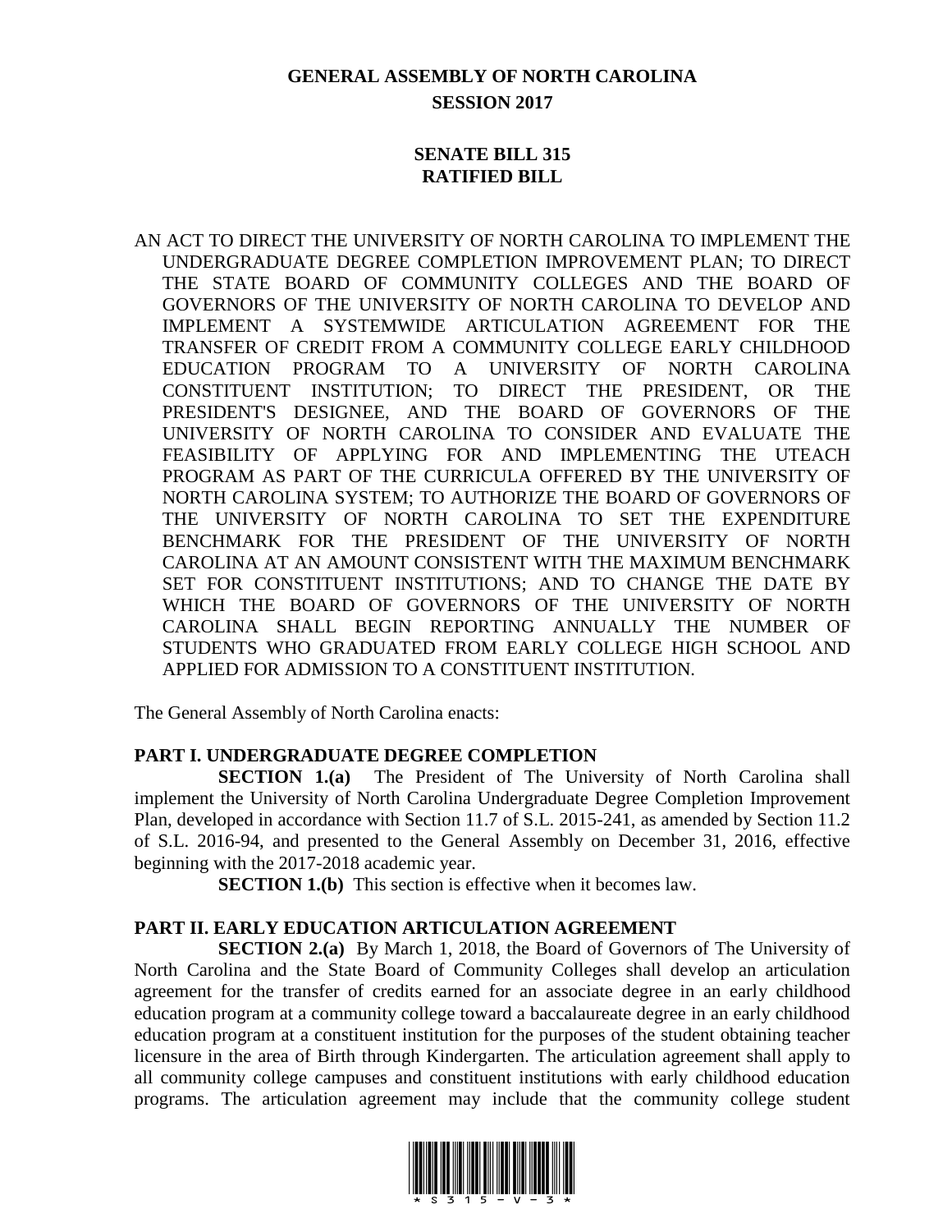# GENERAL ASSEMBLY OF NORTH CAROLINA
## SESSION 2017

## SENATE BILL 315
## RATIFIED BILL

AN ACT TO DIRECT THE UNIVERSITY OF NORTH CAROLINA TO IMPLEMENT THE UNDERGRADUATE DEGREE COMPLETION IMPROVEMENT PLAN; TO DIRECT THE STATE BOARD OF COMMUNITY COLLEGES AND THE BOARD OF GOVERNORS OF THE UNIVERSITY OF NORTH CAROLINA TO DEVELOP AND IMPLEMENT A SYSTEMWIDE ARTICULATION AGREEMENT FOR THE TRANSFER OF CREDIT FROM A COMMUNITY COLLEGE EARLY CHILDHOOD EDUCATION PROGRAM TO A UNIVERSITY OF NORTH CAROLINA CONSTITUENT INSTITUTION; TO DIRECT THE PRESIDENT, OR THE PRESIDENT'S DESIGNEE, AND THE BOARD OF GOVERNORS OF THE UNIVERSITY OF NORTH CAROLINA TO CONSIDER AND EVALUATE THE FEASIBILITY OF APPLYING FOR AND IMPLEMENTING THE UTEACH PROGRAM AS PART OF THE CURRICULA OFFERED BY THE UNIVERSITY OF NORTH CAROLINA SYSTEM; TO AUTHORIZE THE BOARD OF GOVERNORS OF THE UNIVERSITY OF NORTH CAROLINA TO SET THE EXPENDITURE BENCHMARK FOR THE PRESIDENT OF THE UNIVERSITY OF NORTH CAROLINA AT AN AMOUNT CONSISTENT WITH THE MAXIMUM BENCHMARK SET FOR CONSTITUENT INSTITUTIONS; AND TO CHANGE THE DATE BY WHICH THE BOARD OF GOVERNORS OF THE UNIVERSITY OF NORTH CAROLINA SHALL BEGIN REPORTING ANNUALLY THE NUMBER OF STUDENTS WHO GRADUATED FROM EARLY COLLEGE HIGH SCHOOL AND APPLIED FOR ADMISSION TO A CONSTITUENT INSTITUTION.

The General Assembly of North Carolina enacts:

### PART I. UNDERGRADUATE DEGREE COMPLETION

**SECTION 1.(a)** The President of The University of North Carolina shall implement the University of North Carolina Undergraduate Degree Completion Improvement Plan, developed in accordance with Section 11.7 of S.L. 2015-241, as amended by Section 11.2 of S.L. 2016-94, and presented to the General Assembly on December 31, 2016, effective beginning with the 2017-2018 academic year.

**SECTION 1.(b)** This section is effective when it becomes law.

### PART II. EARLY EDUCATION ARTICULATION AGREEMENT

**SECTION 2.(a)** By March 1, 2018, the Board of Governors of The University of North Carolina and the State Board of Community Colleges shall develop an articulation agreement for the transfer of credits earned for an associate degree in an early childhood education program at a community college toward a baccalaureate degree in an early childhood education program at a constituent institution for the purposes of the student obtaining teacher licensure in the area of Birth through Kindergarten. The articulation agreement shall apply to all community college campuses and constituent institutions with early childhood education programs. The articulation agreement may include that the community college student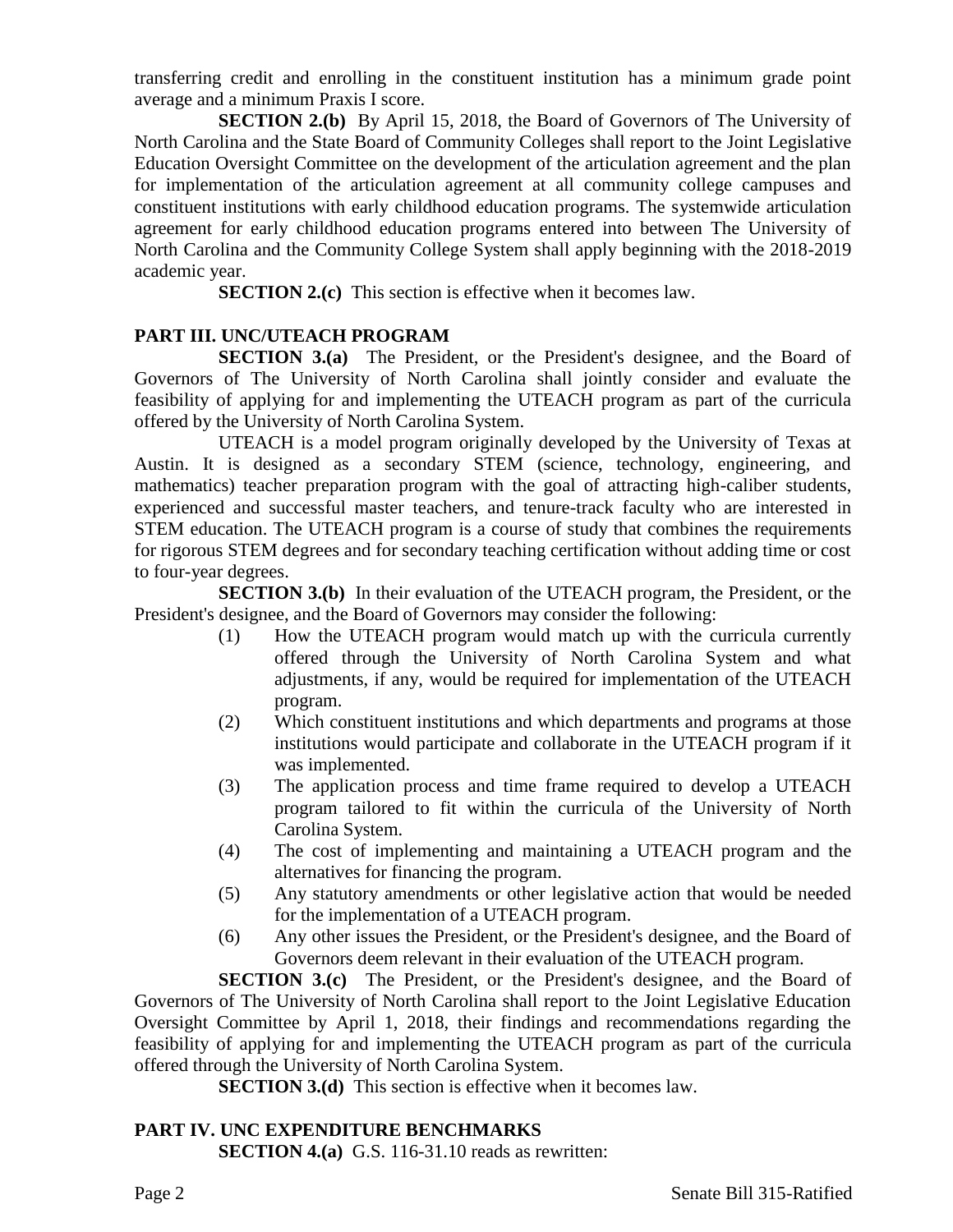transferring credit and enrolling in the constituent institution has a minimum grade point average and a minimum Praxis I score.

**SECTION 2.(b)** By April 15, 2018, the Board of Governors of The University of North Carolina and the State Board of Community Colleges shall report to the Joint Legislative Education Oversight Committee on the development of the articulation agreement and the plan for implementation of the articulation agreement at all community college campuses and constituent institutions with early childhood education programs. The systemwide articulation agreement for early childhood education programs entered into between The University of North Carolina and the Community College System shall apply beginning with the 2018-2019 academic year.

**SECTION 2.(c)** This section is effective when it becomes law.

### PART III. UNC/UTEACH PROGRAM

**SECTION 3.(a)** The President, or the President's designee, and the Board of Governors of The University of North Carolina shall jointly consider and evaluate the feasibility of applying for and implementing the UTEACH program as part of the curricula offered by the University of North Carolina System.

UTEACH is a model program originally developed by the University of Texas at Austin. It is designed as a secondary STEM (science, technology, engineering, and mathematics) teacher preparation program with the goal of attracting high-caliber students, experienced and successful master teachers, and tenure-track faculty who are interested in STEM education. The UTEACH program is a course of study that combines the requirements for rigorous STEM degrees and for secondary teaching certification without adding time or cost to four-year degrees.

**SECTION 3.(b)** In their evaluation of the UTEACH program, the President, or the President's designee, and the Board of Governors may consider the following:

(1) How the UTEACH program would match up with the curricula currently offered through the University of North Carolina System and what adjustments, if any, would be required for implementation of the UTEACH program.

(2) Which constituent institutions and which departments and programs at those institutions would participate and collaborate in the UTEACH program if it was implemented.

(3) The application process and time frame required to develop a UTEACH program tailored to fit within the curricula of the University of North Carolina System.

(4) The cost of implementing and maintaining a UTEACH program and the alternatives for financing the program.

(5) Any statutory amendments or other legislative action that would be needed for the implementation of a UTEACH program.

(6) Any other issues the President, or the President's designee, and the Board of Governors deem relevant in their evaluation of the UTEACH program.

**SECTION 3.(c)** The President, or the President's designee, and the Board of Governors of The University of North Carolina shall report to the Joint Legislative Education Oversight Committee by April 1, 2018, their findings and recommendations regarding the feasibility of applying for and implementing the UTEACH program as part of the curricula offered through the University of North Carolina System.

**SECTION 3.(d)** This section is effective when it becomes law.

### PART IV. UNC EXPENDITURE BENCHMARKS

**SECTION 4.(a)** G.S. 116-31.10 reads as rewritten: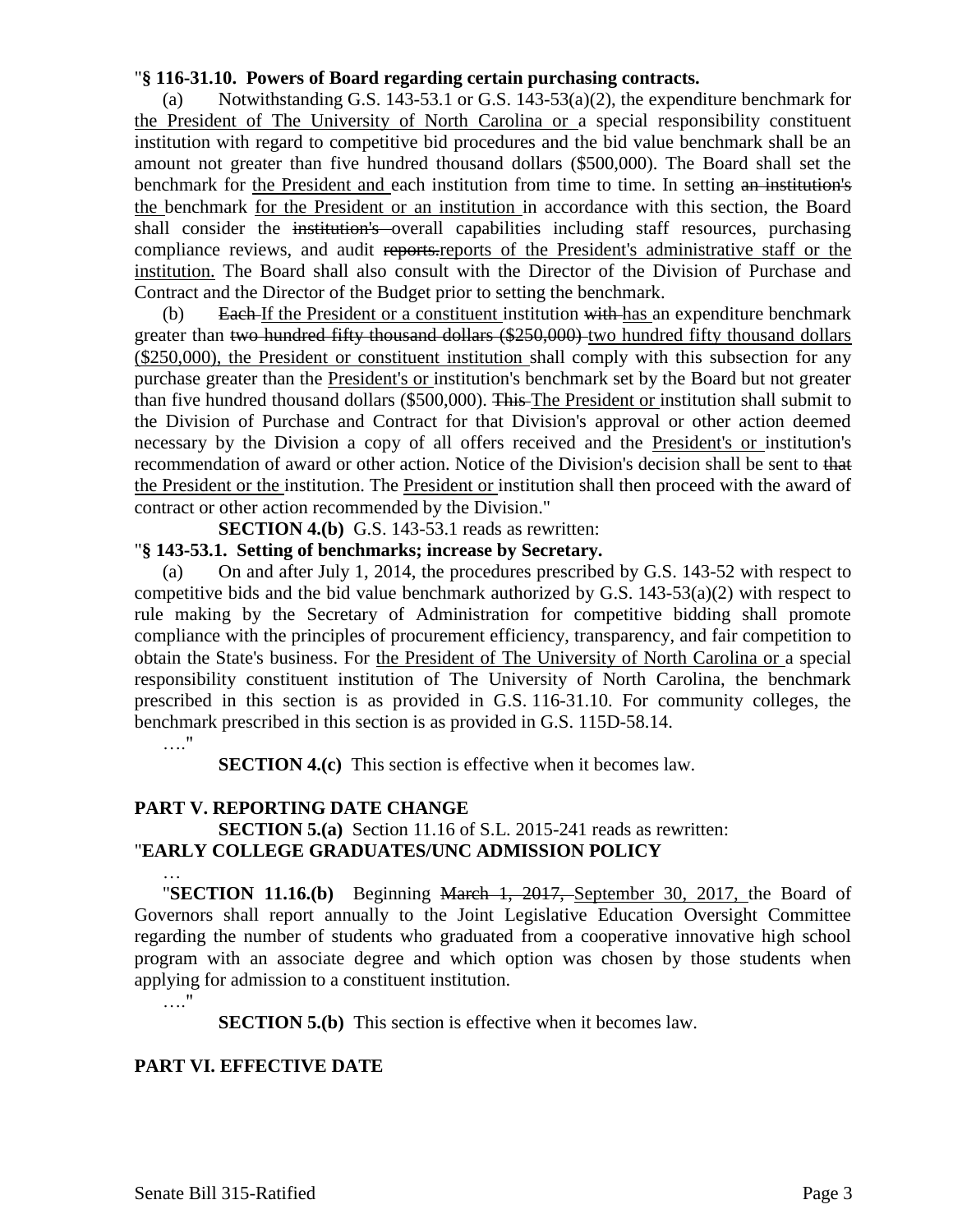"**§ 116-31.10. Powers of Board regarding certain purchasing contracts.**

(a) Notwithstanding G.S. 143-53.1 or G.S. 143-53(a)(2), the expenditure benchmark for <u>the President of The University of North Carolina or </u>a special responsibility constituent institution with regard to competitive bid procedures and the bid value benchmark shall be an amount not greater than five hundred thousand dollars ($500,000). The Board shall set the benchmark for <u>the President and </u>each institution from time to time. In setting ~~an institution's~~ <u>the </u>benchmark <u>for the President or an institution </u>in accordance with this section, the Board shall consider the ~~institution's~~ overall capabilities including staff resources, purchasing compliance reviews, and audit ~~reports.~~<u>reports of the President's administrative staff or the institution.</u> The Board shall also consult with the Director of the Division of Purchase and Contract and the Director of the Budget prior to setting the benchmark.

(b) ~~Each~~ <u>If the President or a constituent </u>institution ~~with~~ <u>has </u>an expenditure benchmark greater than ~~two hundred fifty thousand dollars ($250,000)~~ <u>two hundred fifty thousand dollars ($250,000), the President or constituent institution </u>shall comply with this subsection for any purchase greater than the <u>President's or </u>institution's benchmark set by the Board but not greater than five hundred thousand dollars ($500,000). ~~This~~ <u>The President or </u>institution shall submit to the Division of Purchase and Contract for that Division's approval or other action deemed necessary by the Division a copy of all offers received and the <u>President's or </u>institution's recommendation of award or other action. Notice of the Division's decision shall be sent to ~~that~~ <u>the President or the </u>institution. The <u>President or </u>institution shall then proceed with the award of contract or other action recommended by the Division."

**SECTION 4.(b)** G.S. 143-53.1 reads as rewritten:

"**§ 143-53.1. Setting of benchmarks; increase by Secretary.**

(a) On and after July 1, 2014, the procedures prescribed by G.S. 143-52 with respect to competitive bids and the bid value benchmark authorized by G.S. 143-53(a)(2) with respect to rule making by the Secretary of Administration for competitive bidding shall promote compliance with the principles of procurement efficiency, transparency, and fair competition to obtain the State's business. For <u>the President of The University of North Carolina or </u>a special responsibility constituent institution of The University of North Carolina, the benchmark prescribed in this section is as provided in G.S. 116-31.10. For community colleges, the benchmark prescribed in this section is as provided in G.S. 115D-58.14.

…."

**SECTION 4.(c)** This section is effective when it becomes law.

**PART V. REPORTING DATE CHANGE**

**SECTION 5.(a)** Section 11.16 of S.L. 2015-241 reads as rewritten:

"**EARLY COLLEGE GRADUATES/UNC ADMISSION POLICY**

…

"**SECTION 11.16.(b)** Beginning ~~March 1, 2017,~~ <u>September 30, 2017, </u>the Board of Governors shall report annually to the Joint Legislative Education Oversight Committee regarding the number of students who graduated from a cooperative innovative high school program with an associate degree and which option was chosen by those students when applying for admission to a constituent institution.

…."

**SECTION 5.(b)** This section is effective when it becomes law.

**PART VI. EFFECTIVE DATE**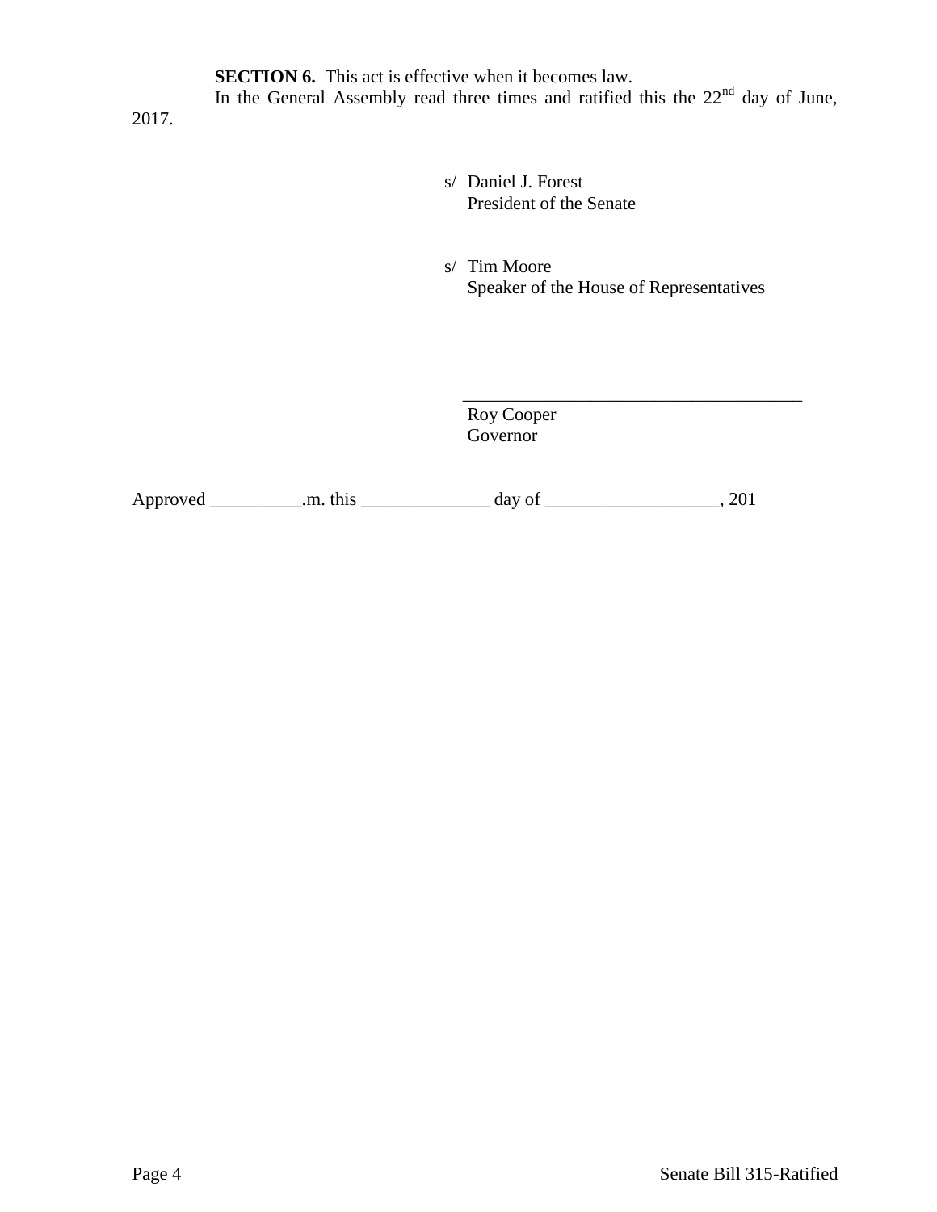**SECTION 6.** This act is effective when it becomes law.

In the General Assembly read three times and ratified this the 22nd day of June, 2017.

s/ Daniel J. Forest
President of the Senate

s/ Tim Moore
Speaker of the House of Representatives

_____________________________________
Roy Cooper
Governor

Approved __________.m. this ______________ day of ___________________, 201